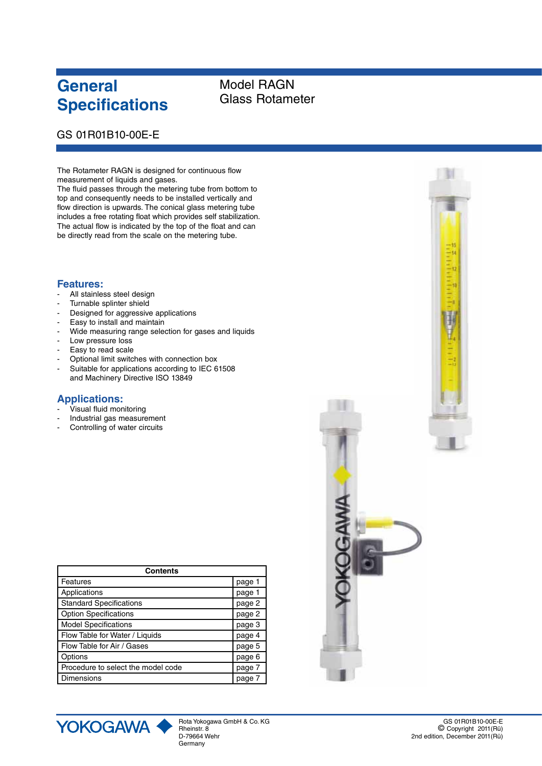# General Specifications

## Model RAGN
## Glass Rotameter

GS 01R01B10-00E-E

The Rotameter RAGN is designed for continuous flow measurement of liquids and gases.
The fluid passes through the metering tube from bottom to top and consequently needs to be installed vertically and flow direction is upwards. The conical glass metering tube includes a free rotating float which provides self stabilization. The actual flow is indicated by the top of the float and can be directly read from the scale on the metering tube.

## Features:

- All stainless steel design
- Turnable splinter shield
- Designed for aggressive applications
- Easy to install and maintain
- Wide measuring range selection for gases and liquids
- Low pressure loss
- Easy to read scale
- Optional limit switches with connection box
- Suitable for applications according to IEC 61508 and Machinery Directive ISO 13849

## Applications:

- Visual fluid monitoring
- Industrial gas measurement
- Controlling of water circuits

| Contents | |
|---|---|
| Features | page 1 |
| Applications | page 1 |
| Standard Specifications | page 2 |
| Option Specifications | page 2 |
| Model Specifications | page 3 |
| Flow Table for Water / Liquids | page 4 |
| Flow Table for Air / Gases | page 5 |
| Options | page 6 |
| Procedure to select the model code | page 7 |
| Dimensions | page 7 |

YOKOGAWA

Rota Yokogawa GmbH & Co. KG
Rheinstr. 8
D-79664 Wehr
Germany

GS 01R01B10-00E-E
© Copyright 2011(Rü)
2nd edition, December 2011(Rü)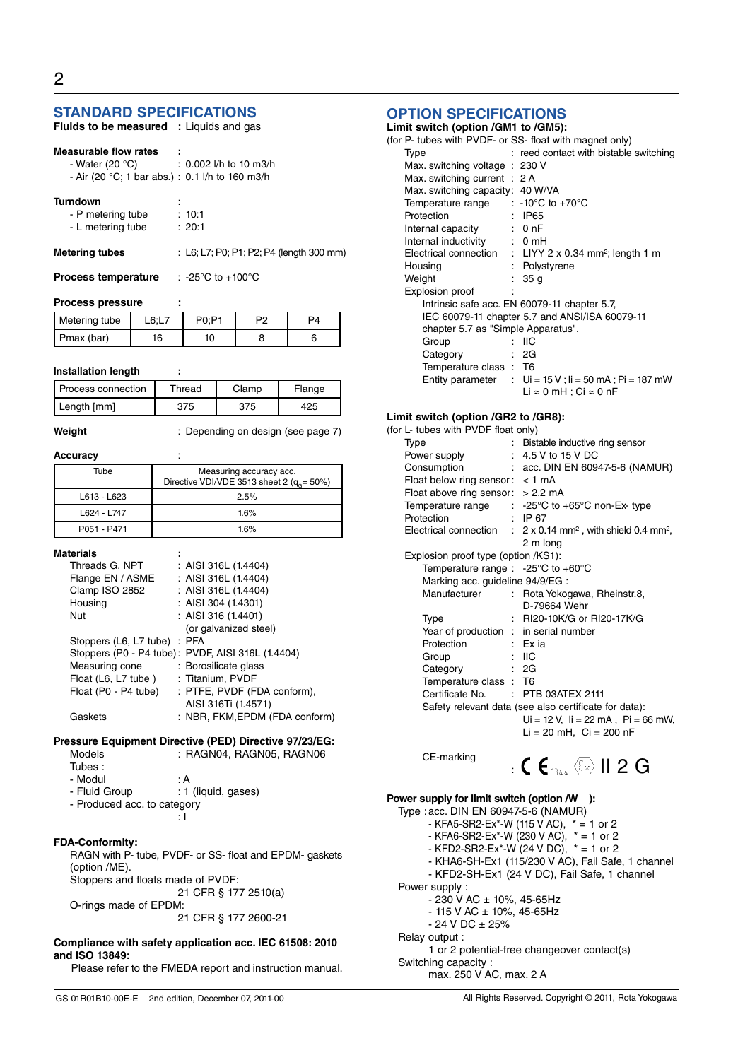## STANDARD SPECIFICATIONS

**Fluids to be measured** : Liquids and gas

**Measurable flow rates** :
- Water (20 °C) : 0.002 l/h to 10 m3/h
- Air (20 °C; 1 bar abs.) : 0.1 l/h to 160 m3/h

**Turndown** :
- P metering tube : 10:1
- L metering tube : 20:1

**Metering tubes** : L6; L7; P0; P1; P2; P4 (length 300 mm)

**Process temperature** : -25°C to +100°C

**Process pressure** :

| Metering tube | L6;L7 | P0;P1 | P2 | P4 |
|---|---|---|---|---|
| Pmax (bar) | 16 | 10 | 8 | 6 |

**Installation length** :

| Process connection | Thread | Clamp | Flange |
|---|---|---|---|
| Length [mm] | 375 | 375 | 425 |

**Weight** : Depending on design (see page 7)

**Accuracy** :

| Tube | Measuring accuracy acc. Directive VDI/VDE 3513 sheet 2 ($q_G$ = 50%) |
|---|---|
| L613 - L623 | 2.5% |
| L624 - L747 | 1.6% |
| P051 - P471 | 1.6% |

**Materials** :
- Threads G, NPT : AISI 316L (1.4404)
- Flange EN / ASME : AISI 316L (1.4404)
- Clamp ISO 2852 : AISI 316L (1.4404)
- Housing : AISI 304 (1.4301)
- Nut : AISI 316 (1.4401) (or galvanized steel)
- Stoppers (L6, L7 tube) : PFA
- Stoppers (P0 - P4 tube) : PVDF, AISI 316L (1.4404)
- Measuring cone : Borosilicate glass
- Float (L6, L7 tube ) : Titanium, PVDF
- Float (P0 - P4 tube) : PTFE, PVDF (FDA conform), AISI 316Ti (1.4571)
- Gaskets : NBR, FKM,EPDM (FDA conform)

**Pressure Equipment Directive (PED) Directive 97/23/EG:**

Models : RAGN04, RAGN05, RAGN06

Tubes :
- Modul : A
- Fluid Group : 1 (liquid, gases)
- Produced acc. to category : I

**FDA-Conformity:**

RAGN with P- tube, PVDF- or SS- float and EPDM- gaskets (option /ME).

Stoppers and floats made of PVDF: 21 CFR § 177 2510(a)

O-rings made of EPDM: 21 CFR § 177 2600-21

**Compliance with safety application acc. IEC 61508: 2010 and ISO 13849:**

Please refer to the FMEDA report and instruction manual.

## OPTION SPECIFICATIONS

**Limit switch (option /GM1 to /GM5):**

(for P- tubes with PVDF- or SS- float with magnet only)

- Type : reed contact with bistable switching
- Max. switching voltage : 230 V
- Max. switching current : 2 A
- Max. switching capacity: 40 W/VA
- Temperature range : -10°C to +70°C
- Protection : IP65
- Internal capacity : 0 nF
- Internal inductivity : 0 mH
- Electrical connection : LIYY 2 x 0.34 mm²; length 1 m
- Housing : Polystyrene
- Weight : 35 g
- Explosion proof :
  - Intrinsic safe acc. EN 60079-11 chapter 5.7, IEC 60079-11 chapter 5.7 and ANSI/ISA 60079-11 chapter 5.7 as "Simple Apparatus".
  - Group : IIC
  - Category : 2G
  - Temperature class : T6
  - Entity parameter : Ui = 15 V ; Ii = 50 mA ; Pi = 187 mW; Li ≈ 0 mH ; Ci ≈ 0 nF

**Limit switch (option /GR2 to /GR8):**

(for L- tubes with PVDF float only)

- Type : Bistable inductive ring sensor
- Power supply : 4.5 V to 15 V DC
- Consumption : acc. DIN EN 60947-5-6 (NAMUR)
- Float below ring sensor : < 1 mA
- Float above ring sensor : > 2.2 mA
- Temperature range : -25°C to +65°C non-Ex- type
- Protection : IP 67
- Electrical connection : 2 x 0.14 mm², with shield 0.4 mm², 2 m long
- Explosion proof type (option /KS1):
  - Temperature range : -25°C to +60°C
  - Marking acc. guideline 94/9/EG :
  - Manufacturer : Rota Yokogawa, Rheinstr.8, D-79664 Wehr
  - Type : RI20-10K/G or RI20-17K/G
  - Year of production : in serial number
  - Protection : Ex ia
  - Group : IIC
  - Category : 2G
  - Temperature class : T6
  - Certificate No. : PTB 03ATEX 2111
  - Safety relevant data (see also certificate for data): Ui = 12 V, Ii = 22 mA , Pi = 66 mW, Li = 20 mH, Ci = 200 nF
  - CE-marking : CE 0344 Ex II 2 G

**Power supply for limit switch (option /W__):**

Type : acc. DIN EN 60947-5-6 (NAMUR)
- KFA5-SR2-Ex*-W (115 V AC), * = 1 or 2
- KFA6-SR2-Ex*-W (230 V AC), * = 1 or 2
- KFD2-SR2-Ex*-W (24 V DC), * = 1 or 2
- KHA6-SH-Ex1 (115/230 V AC), Fail Safe, 1 channel
- KFD2-SH-Ex1 (24 V DC), Fail Safe, 1 channel

Power supply :
- 230 V AC ± 10%, 45-65Hz
- 115 V AC ± 10%, 45-65Hz
- 24 V DC ± 25%

Relay output :
1 or 2 potential-free changeover contact(s)

Switching capacity :
max. 250 V AC, max. 2 A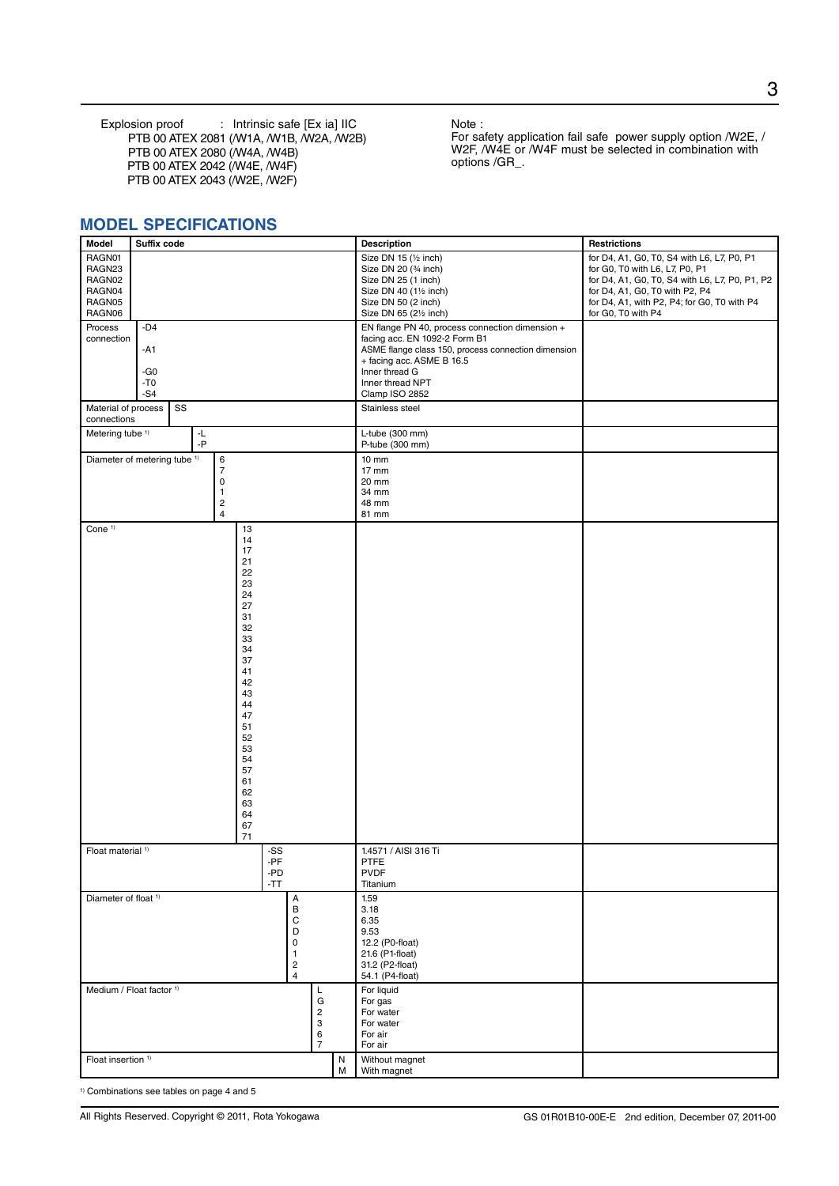Explosion proof : Intrinsic safe [Ex ia] IIC
PTB 00 ATEX 2081 (/W1A, /W1B, /W2A, /W2B)
PTB 00 ATEX 2080 (/W4A, /W4B)
PTB 00 ATEX 2042 (/W4E, /W4F)
PTB 00 ATEX 2043 (/W2E, /W2F)

Note :
For safety application fail safe power supply option /W2E, / W2F, /W4E or /W4F must be selected in combination with options /GR_.

## MODEL SPECIFICATIONS

| Model | Suffix code | Description | Restrictions |
|---|---|---|---|
| RAGN01<br>RAGN23<br>RAGN02<br>RAGN04<br>RAGN05<br>RAGN06 | | Size DN 15 (½ inch)<br>Size DN 20 (¾ inch)<br>Size DN 25 (1 inch)<br>Size DN 40 (1½ inch)<br>Size DN 50 (2 inch)<br>Size DN 65 (2½ inch) | for D4, A1, G0, T0, S4 with L6, L7, P0, P1<br>for G0, T0 with L6, L7, P0, P1<br>for D4, A1, G0, T0, S4 with L6, L7, P0, P1, P2<br>for D4, A1, G0, T0 with P2, P4<br>for D4, A1, with P2, P4; for G0, T0 with P4<br>for G0, T0 with P4 |
| Process connection | -D4<br>-A1<br>-G0<br>-T0<br>-S4 | EN flange PN 40, process connection dimension + facing acc. EN 1092-2 Form B1<br>ASME flange class 150, process connection dimension + facing acc. ASME B 16.5<br>Inner thread G<br>Inner thread NPT<br>Clamp ISO 2852 | |
| Material of process connections | SS | Stainless steel | |
| Metering tube [1] | -L<br>-P | L-tube (300 mm)<br>P-tube (300 mm) | |
| Diameter of metering tube [1] | 6<br>7<br>0<br>1<br>2<br>4 | 10 mm<br>17 mm<br>20 mm<br>34 mm<br>48 mm<br>81 mm | |
| Cone [1] | 13<br>14<br>17<br>21<br>22<br>23<br>24<br>27<br>31<br>32<br>33<br>34<br>37<br>41<br>42<br>43<br>44<br>47<br>51<br>52<br>53<br>54<br>57<br>61<br>62<br>63<br>64<br>67<br>71 | | |
| Float material [1] | -SS<br>-PF<br>-PD<br>-TT | 1.4571 / AISI 316 Ti<br>PTFE<br>PVDF<br>Titanium | |
| Diameter of float [1] | A<br>B<br>C<br>D<br>0<br>1<br>2<br>4 | 1.59<br>3.18<br>6.35<br>9.53<br>12.2 (P0-float)<br>21.6 (P1-float)<br>31.2 (P2-float)<br>54.1 (P4-float) | |
| Medium / Float factor [1] | L<br>G<br>2<br>3<br>6<br>7 | For liquid<br>For gas<br>For water<br>For water<br>For air<br>For air | |
| Float insertion [1] | N<br>M | Without magnet<br>With magnet | |

[1] Combinations see tables on page 4 and 5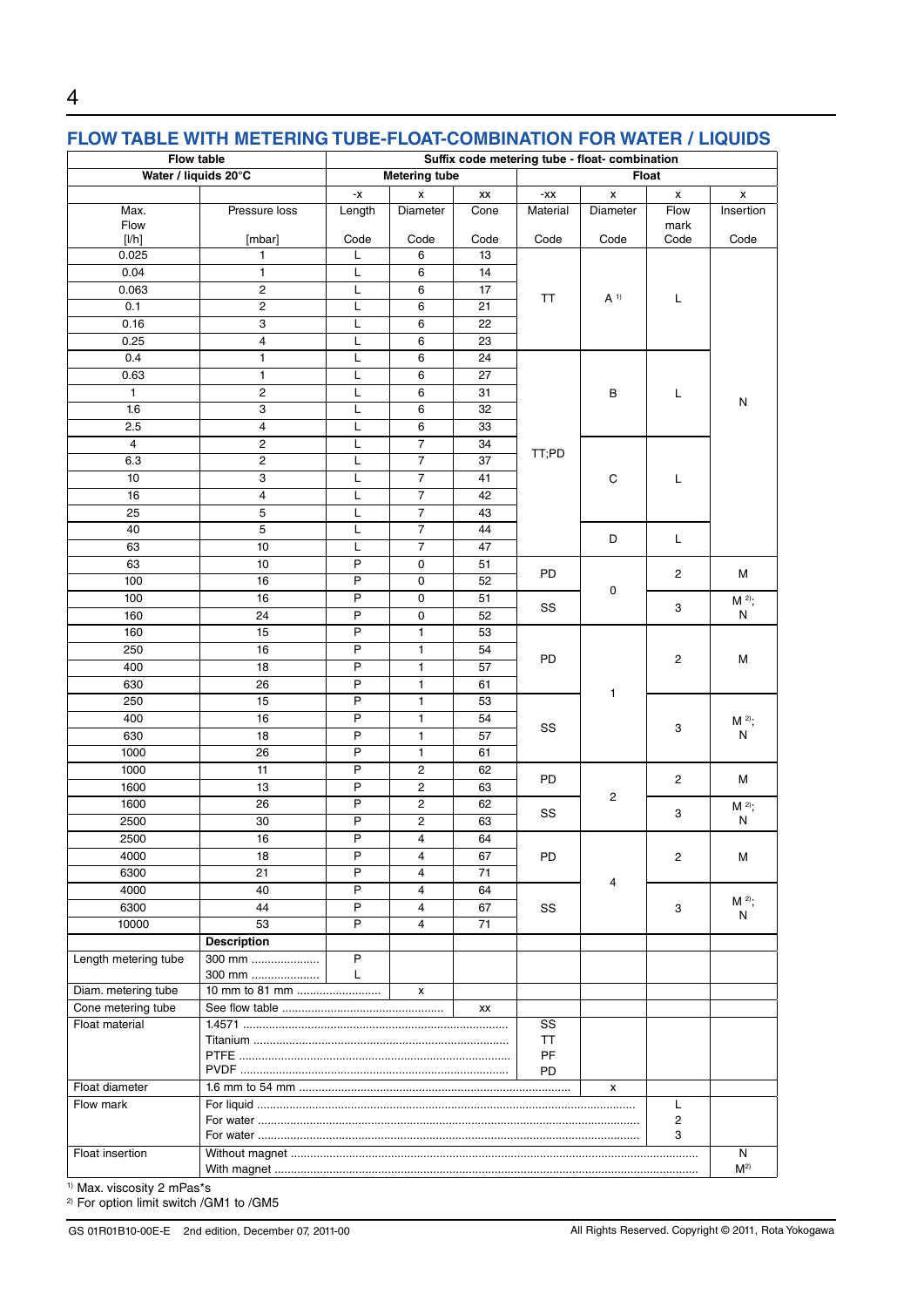## FLOW TABLE WITH METERING TUBE-FLOAT-COMBINATION FOR WATER / LIQUIDS

| Flow table | | Suffix code metering tube - float- combination | | | | | | |
|---|---|---|---|---|---|---|---|---|
| Water / liquids 20°C | | Metering tube | | | Float | | | |
| | | -x | x | xx | -xx | x | x | x |
| Max. Flow [l/h] | Pressure loss [mbar] | Length Code | Diameter Code | Cone Code | Material Code | Diameter Code | Flow mark Code | Insertion Code |
| 0.025 | 1 | L | 6 | 13 | TT | A [1] | L | N |
| 0.04 | 1 | L | 6 | 14 | | | | |
| 0.063 | 2 | L | 6 | 17 | | | | |
| 0.1 | 2 | L | 6 | 21 | | | | |
| 0.16 | 3 | L | 6 | 22 | | | | |
| 0.25 | 4 | L | 6 | 23 | | | | |
| 0.4 | 1 | L | 6 | 24 | TT;PD | B | L | |
| 0.63 | 1 | L | 6 | 27 | | | | |
| 1 | 2 | L | 6 | 31 | | | | |
| 1.6 | 3 | L | 6 | 32 | | | | |
| 2.5 | 4 | L | 6 | 33 | | | | |
| 4 | 2 | L | 7 | 34 | | C | L | |
| 6.3 | 2 | L | 7 | 37 | | | | |
| 10 | 3 | L | 7 | 41 | | | | |
| 16 | 4 | L | 7 | 42 | | | | |
| 25 | 5 | L | 7 | 43 | | | | |
| 40 | 5 | L | 7 | 44 | | D | L | |
| 63 | 10 | L | 7 | 47 | | | | |
| 63 | 10 | P | 0 | 51 | PD | 0 | 2 | M |
| 100 | 16 | P | 0 | 52 | | | | |
| 100 | 16 | P | 0 | 51 | SS | | 3 | M [2]; N |
| 160 | 24 | P | 0 | 52 | | | | |
| 160 | 15 | P | 1 | 53 | PD | 1 | 2 | M |
| 250 | 16 | P | 1 | 54 | | | | |
| 400 | 18 | P | 1 | 57 | | | | |
| 630 | 26 | P | 1 | 61 | | | | |
| 250 | 15 | P | 1 | 53 | SS | | 3 | M [2]; N |
| 400 | 16 | P | 1 | 54 | | | | |
| 630 | 18 | P | 1 | 57 | | | | |
| 1000 | 26 | P | 1 | 61 | | | | |
| 1000 | 11 | P | 2 | 62 | PD | 2 | 2 | M |
| 1600 | 13 | P | 2 | 63 | | | | |
| 1600 | 26 | P | 2 | 62 | SS | | 3 | M [2]; N |
| 2500 | 30 | P | 2 | 63 | | | | |
| 2500 | 16 | P | 4 | 64 | PD | 4 | 2 | M |
| 4000 | 18 | P | 4 | 67 | | | | |
| 6300 | 21 | P | 4 | 71 | | | | |
| 4000 | 40 | P | 4 | 64 | SS | | 3 | M [2]; N |
| 6300 | 44 | P | 4 | 67 | | | | |
| 10000 | 53 | P | 4 | 71 | | | | |
| | **Description** | | | | | | | |
| Length metering tube | 300 mm ....................<br>300 mm .................... | P<br>L | | | | | | |
| Diam. metering tube | 10 mm to 81 mm ......................... | | x | | | | | |
| Cone metering tube | See flow table ................................................ | | | xx | | | | |
| Float material | 1.4571 ....................<br>Titanium ....................<br>PTFE ....................<br>PVDF .................... | | | | SS<br>TT<br>PF<br>PD | | | |
| Float diameter | 1.6 mm to 54 mm ........................................ | | | | | x | | |
| Flow mark | For liquid ....................<br>For water ....................<br>For water .................... | | | | | | L<br>2<br>3 | |
| Float insertion | Without magnet ....................<br>With magnet .................... | | | | | | | N<br>M[2] |

[1] Max. viscosity 2 mPas*s
[2] For option limit switch /GM1 to /GM5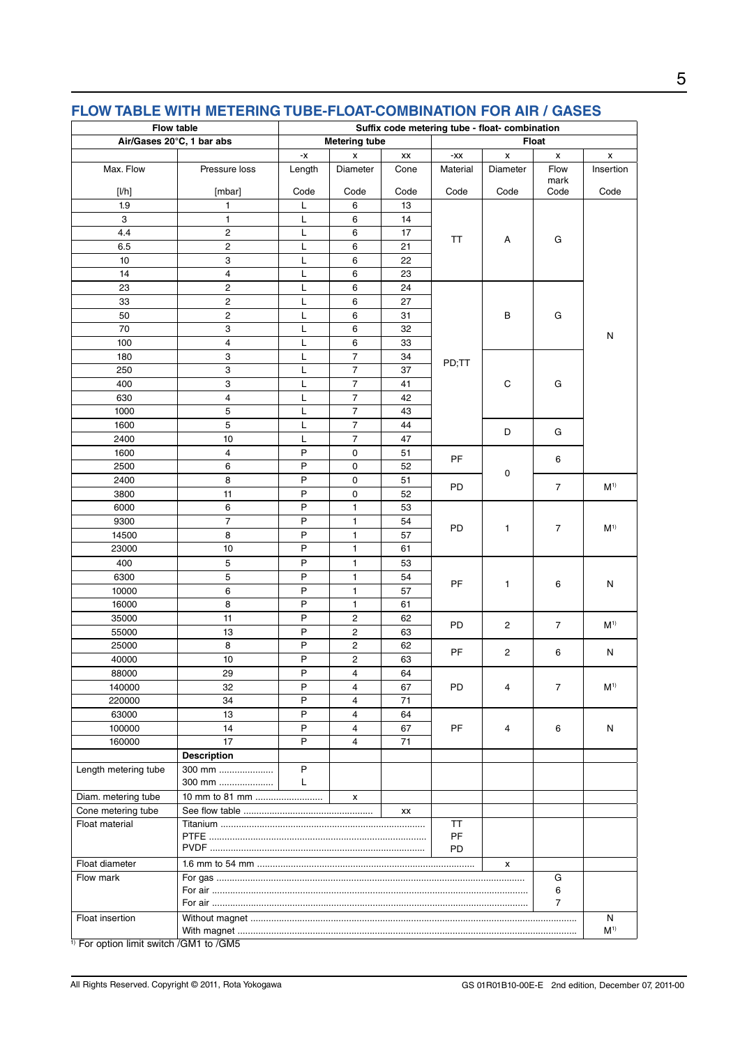## FLOW TABLE WITH METERING TUBE-FLOAT-COMBINATION FOR AIR / GASES

| Flow table | | Suffix code metering tube - float- combination | | | | | | |
|---|---|---|---|---|---|---|---|---|
| Air/Gases 20°C, 1 bar abs | | Metering tube | | | Float | | | |
| | | -x | x | xx | -xx | x | x | x |
| Max. Flow [l/h] | Pressure loss [mbar] | Length Code | Diameter Code | Cone Code | Material Code | Diameter Code | Flow mark Code | Insertion Code |
| 1.9 | 1 | L | 6 | 13 | TT | A | G | N |
| 3 | 1 | L | 6 | 14 | TT | A | G | N |
| 4.4 | 2 | L | 6 | 17 | TT | A | G | N |
| 6.5 | 2 | L | 6 | 21 | TT | A | G | N |
| 10 | 3 | L | 6 | 22 | TT | A | G | N |
| 14 | 4 | L | 6 | 23 | TT | A | G | N |
| 23 | 2 | L | 6 | 24 | PD;TT | B | G | N |
| 33 | 2 | L | 6 | 27 | PD;TT | B | G | N |
| 50 | 2 | L | 6 | 31 | PD;TT | B | G | N |
| 70 | 3 | L | 6 | 32 | PD;TT | B | G | N |
| 100 | 4 | L | 6 | 33 | PD;TT | B | G | N |
| 180 | 3 | L | 7 | 34 | PD;TT | C | G | N |
| 250 | 3 | L | 7 | 37 | PD;TT | C | G | N |
| 400 | 3 | L | 7 | 41 | PD;TT | C | G | N |
| 630 | 4 | L | 7 | 42 | PD;TT | C | G | N |
| 1000 | 5 | L | 7 | 43 | PD;TT | C | G | N |
| 1600 | 5 | L | 7 | 44 | PD;TT | D | G | N |
| 2400 | 10 | L | 7 | 47 | PD;TT | D | G | N |
| 1600 | 4 | P | 0 | 51 | PF | 0 | 6 | N |
| 2500 | 6 | P | 0 | 52 | PF | 0 | 6 | N |
| 2400 | 8 | P | 0 | 51 | PD | 0 | 7 | M[1] |
| 3800 | 11 | P | 0 | 52 | PD | 0 | 7 | M[1] |
| 6000 | 6 | P | 1 | 53 | PD | 1 | 7 | M[1] |
| 9300 | 7 | P | 1 | 54 | PD | 1 | 7 | M[1] |
| 14500 | 8 | P | 1 | 57 | PD | 1 | 7 | M[1] |
| 23000 | 10 | P | 1 | 61 | PD | 1 | 7 | M[1] |
| 400 | 5 | P | 1 | 53 | PF | 1 | 6 | N |
| 6300 | 5 | P | 1 | 54 | PF | 1 | 6 | N |
| 10000 | 6 | P | 1 | 57 | PF | 1 | 6 | N |
| 16000 | 8 | P | 1 | 61 | PF | 1 | 6 | N |
| 35000 | 11 | P | 2 | 62 | PD | 2 | 7 | M[1] |
| 55000 | 13 | P | 2 | 63 | PD | 2 | 7 | M[1] |
| 25000 | 8 | P | 2 | 62 | PF | 2 | 6 | N |
| 40000 | 10 | P | 2 | 63 | PF | 2 | 6 | N |
| 88000 | 29 | P | 4 | 64 | PD | 4 | 7 | M[1] |
| 140000 | 32 | P | 4 | 67 | PD | 4 | 7 | M[1] |
| 220000 | 34 | P | 4 | 71 | PD | 4 | 7 | M[1] |
| 63000 | 13 | P | 4 | 64 | PF | 4 | 6 | N |
| 100000 | 14 | P | 4 | 67 | PF | 4 | 6 | N |
| 160000 | 17 | P | 4 | 71 | PF | 4 | 6 | N |
| | **Description** | | | | | | | |
| Length metering tube | 300 mm ....................<br>300 mm .................... | P<br>L | | | | | | |
| Diam. metering tube | 10 mm to 81 mm .......................... | | x | | | | | |
| Cone metering tube | See flow table ................................................. | | | xx | | | | |
| Float material | Titanium ..........<br>PTFE ..........<br>PVDF .......... | | | | TT<br>PF<br>PD | | | |
| Float diameter | 1.6 mm to 54 mm .......... | | | | | x | | |
| Flow mark | For gas ..........<br>For air ..........<br>For air .......... | | | | | | G<br>6<br>7 | |
| Float insertion | Without magnet ..........<br>With magnet .......... | | | | | | | N<br>M[1] |

[1] For option limit switch /GM1 to /GM5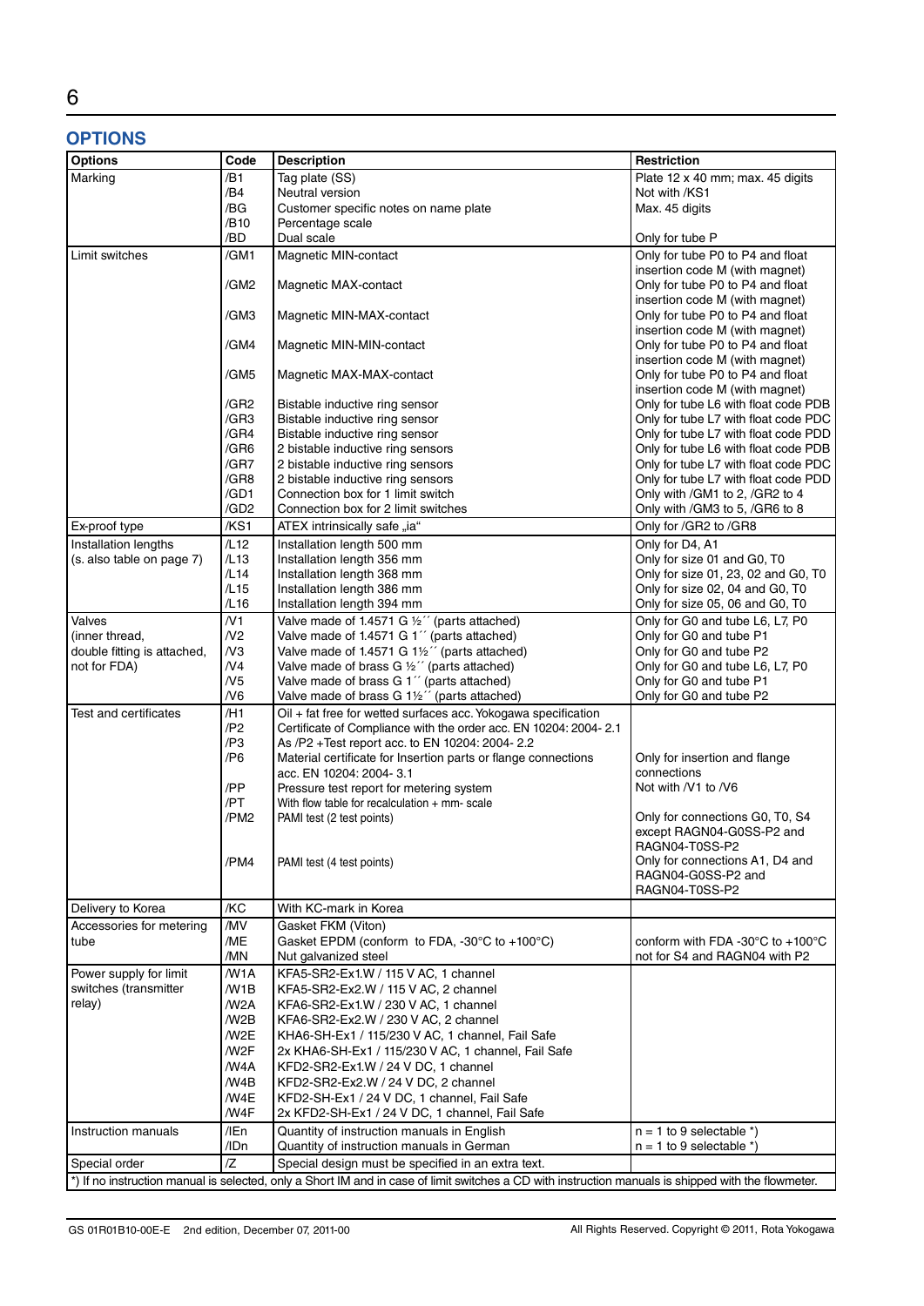## OPTIONS

| Options | Code | Description | Restriction |
|---|---|---|---|
| Marking | /B1 | Tag plate (SS) | Plate 12 x 40 mm; max. 45 digits |
| | /B4 | Neutral version | Not with /KS1 |
| | /BG | Customer specific notes on name plate | Max. 45 digits |
| | /B10 | Percentage scale | |
| | /BD | Dual scale | Only for tube P |
| Limit switches | /GM1 | Magnetic MIN-contact | Only for tube P0 to P4 and float insertion code M (with magnet) |
| | /GM2 | Magnetic MAX-contact | Only for tube P0 to P4 and float insertion code M (with magnet) |
| | /GM3 | Magnetic MIN-MAX-contact | Only for tube P0 to P4 and float insertion code M (with magnet) |
| | /GM4 | Magnetic MIN-MIN-contact | Only for tube P0 to P4 and float insertion code M (with magnet) |
| | /GM5 | Magnetic MAX-MAX-contact | Only for tube P0 to P4 and float insertion code M (with magnet) |
| | /GR2 | Bistable inductive ring sensor | Only for tube L6 with float code PDB |
| | /GR3 | Bistable inductive ring sensor | Only for tube L7 with float code PDC |
| | /GR4 | Bistable inductive ring sensor | Only for tube L7 with float code PDD |
| | /GR6 | 2 bistable inductive ring sensors | Only for tube L6 with float code PDB |
| | /GR7 | 2 bistable inductive ring sensors | Only for tube L7 with float code PDC |
| | /GR8 | 2 bistable inductive ring sensors | Only for tube L7 with float code PDD |
| | /GD1 | Connection box for 1 limit switch | Only with /GM1 to 2, /GR2 to 4 |
| | /GD2 | Connection box for 2 limit switches | Only with /GM3 to 5, /GR6 to 8 |
| Ex-proof type | /KS1 | ATEX intrinsically safe „ia“ | Only for /GR2 to /GR8 |
| Installation lengths (s. also table on page 7) | /L12 | Installation length 500 mm | Only for D4, A1 |
| | /L13 | Installation length 356 mm | Only for size 01 and G0, T0 |
| | /L14 | Installation length 368 mm | Only for size 01, 23, 02 and G0, T0 |
| | /L15 | Installation length 386 mm | Only for size 02, 04 and G0, T0 |
| | /L16 | Installation length 394 mm | Only for size 05, 06 and G0, T0 |
| Valves (inner thread, double fitting is attached, not for FDA) | /V1 | Valve made of 1.4571 G ½´´ (parts attached) | Only for G0 and tube L6, L7, P0 |
| | /V2 | Valve made of 1.4571 G 1´´ (parts attached) | Only for G0 and tube P1 |
| | /V3 | Valve made of 1.4571 G 1½´´ (parts attached) | Only for G0 and tube P2 |
| | /V4 | Valve made of brass G ½´´ (parts attached) | Only for G0 and tube L6, L7, P0 |
| | /V5 | Valve made of brass G 1´´ (parts attached) | Only for G0 and tube P1 |
| | /V6 | Valve made of brass G 1½´´ (parts attached) | Only for G0 and tube P2 |
| Test and certificates | /H1 | Oil + fat free for wetted surfaces acc. Yokogawa specification | |
| | /P2 | Certificate of Compliance with the order acc. EN 10204: 2004- 2.1 | |
| | /P3 | As /P2 +Test report acc. to EN 10204: 2004- 2.2 | |
| | /P6 | Material certificate for Insertion parts or flange connections acc. EN 10204: 2004- 3.1 | Only for insertion and flange connections |
| | /PP | Pressure test report for metering system | Not with /V1 to /V6 |
| | /PT | With flow table for recalculation + mm- scale | |
| | /PM2 | PAMI test (2 test points) | Only for connections G0, T0, S4 except RAGN04-G0SS-P2 and RAGN04-T0SS-P2 |
| | /PM4 | PAMI test (4 test points) | Only for connections A1, D4 and RAGN04-G0SS-P2 and RAGN04-T0SS-P2 |
| Delivery to Korea | /KC | With KC-mark in Korea | |
| Accessories for metering tube | /MV | Gasket FKM (Viton) | |
| | /ME | Gasket EPDM (conform to FDA, -30°C to +100°C) | conform with FDA -30°C to +100°C |
| | /MN | Nut galvanized steel | not for S4 and RAGN04 with P2 |
| Power supply for limit switches (transmitter relay) | /W1A | KFA5-SR2-Ex1.W / 115 V AC, 1 channel | |
| | /W1B | KFA5-SR2-Ex2.W / 115 V AC, 2 channel | |
| | /W2A | KFA6-SR2-Ex1.W / 230 V AC, 1 channel | |
| | /W2B | KFA6-SR2-Ex2.W / 230 V AC, 2 channel | |
| | /W2E | KHA6-SH-Ex1 / 115/230 V AC, 1 channel, Fail Safe | |
| | /W2F | 2x KHA6-SH-Ex1 / 115/230 V AC, 1 channel, Fail Safe | |
| | /W4A | KFD2-SR2-Ex1.W / 24 V DC, 1 channel | |
| | /W4B | KFD2-SR2-Ex2.W / 24 V DC, 2 channel | |
| | /W4E | KFD2-SH-Ex1 / 24 V DC, 1 channel, Fail Safe | |
| | /W4F | 2x KFD2-SH-Ex1 / 24 V DC, 1 channel, Fail Safe | |
| Instruction manuals | /IEn | Quantity of instruction manuals in English | n = 1 to 9 selectable *) |
| | /IDn | Quantity of instruction manuals in German | n = 1 to 9 selectable *) |
| Special order | /Z | Special design must be specified in an extra text. | |

*) If no instruction manual is selected, only a Short IM and in case of limit switches a CD with instruction manuals is shipped with the flowmeter.

GS 01R01B10-00E-E 2nd edition, December 07, 2011-00 All Rights Reserved. Copyright © 2011, Rota Yokogawa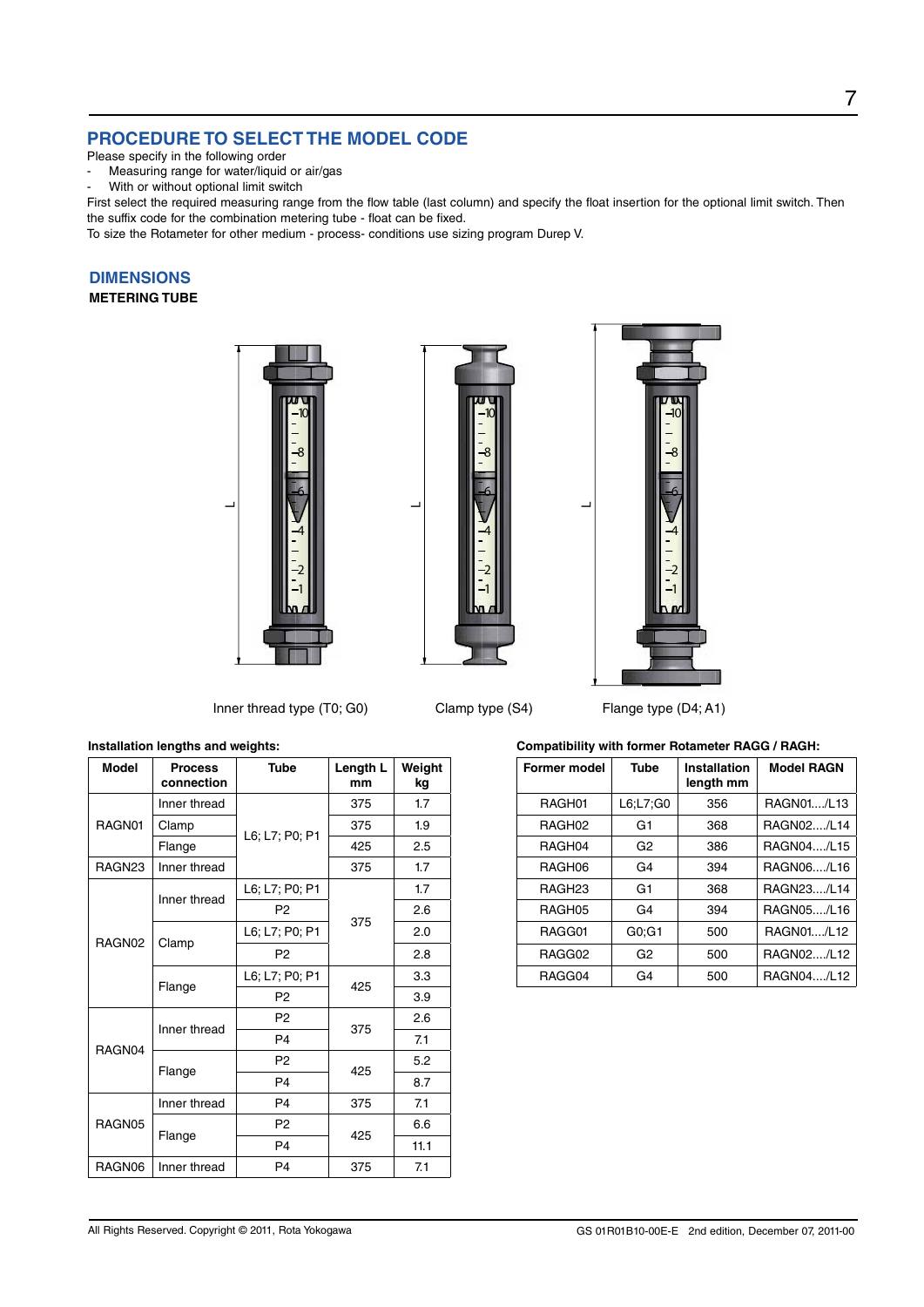## PROCEDURE TO SELECT THE MODEL CODE

Please specify in the following order

- Measuring range for water/liquid or air/gas
- With or without optional limit switch

First select the required measuring range from the flow table (last column) and specify the float insertion for the optional limit switch. Then the suffix code for the combination metering tube - float can be fixed.

To size the Rotameter for other medium - process- conditions use sizing program Durep V.

## DIMENSIONS

### METERING TUBE

Inner thread type (T0; G0)　　Clamp type (S4)　　Flange type (D4; A1)

**Installation lengths and weights:**

| Model | Process connection | Tube | Length L mm | Weight kg |
|---|---|---|---|---|
| RAGN01 | Inner thread | L6; L7; P0; P1 | 375 | 1.7 |
| | Clamp | | 375 | 1.9 |
| | Flange | | 425 | 2.5 |
| RAGN23 | Inner thread | | 375 | 1.7 |
| RAGN02 | Inner thread | L6; L7; P0; P1 | 375 | 1.7 |
| | | P2 | | 2.6 |
| | Clamp | L6; L7; P0; P1 | | 2.0 |
| | | P2 | | 2.8 |
| | Flange | L6; L7; P0; P1 | 425 | 3.3 |
| | | P2 | | 3.9 |
| RAGN04 | Inner thread | P2 | 375 | 2.6 |
| | | P4 | | 7.1 |
| | Flange | P2 | 425 | 5.2 |
| | | P4 | | 8.7 |
| RAGN05 | Inner thread | P4 | 375 | 7.1 |
| | Flange | P2 | 425 | 6.6 |
| | | P4 | | 11.1 |
| RAGN06 | Inner thread | P4 | 375 | 7.1 |

**Compatibility with former Rotameter RAGG / RAGH:**

| Former model | Tube | Installation length mm | Model RAGN |
|---|---|---|---|
| RAGH01 | L6;L7;G0 | 356 | RAGN01..../L13 |
| RAGH02 | G1 | 368 | RAGN02..../L14 |
| RAGH04 | G2 | 386 | RAGN04..../L15 |
| RAGH06 | G4 | 394 | RAGN06..../L16 |
| RAGH23 | G1 | 368 | RAGN23..../L14 |
| RAGH05 | G4 | 394 | RAGN05..../L16 |
| RAGG01 | G0;G1 | 500 | RAGN01..../L12 |
| RAGG02 | G2 | 500 | RAGN02..../L12 |
| RAGG04 | G4 | 500 | RAGN04..../L12 |

All Rights Reserved. Copyright © 2011, Rota Yokogawa　　GS 01R01B10-00E-E 2nd edition, December 07, 2011-00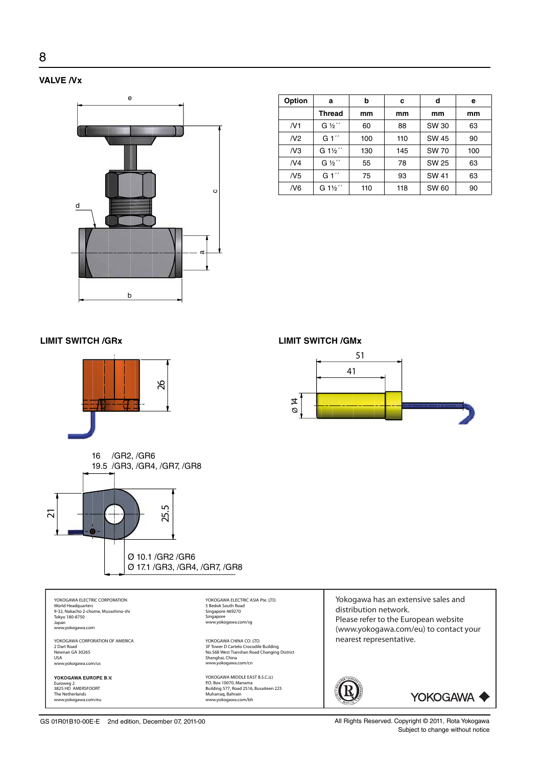## VALVE /Vx

e

d

c

a

b

| Option | a | b | c | d | e |
|---|---|---|---|---|---|
| | Thread | mm | mm | mm | mm |
| /V1 | G ½´´ | 60 | 88 | SW 30 | 63 |
| /V2 | G 1´´ | 100 | 110 | SW 45 | 90 |
| /V3 | G 1½´´ | 130 | 145 | SW 70 | 100 |
| /V4 | G ½´´ | 55 | 78 | SW 25 | 63 |
| /V5 | G 1´´ | 75 | 93 | SW 41 | 63 |
| /V6 | G 1½´´ | 110 | 118 | SW 60 | 90 |

## LIMIT SWITCH /GRx

26

16 /GR2, /GR6
19.5 /GR3, /GR4, /GR7, /GR8

21

25.5

Ø 10.1 /GR2 /GR6
Ø 17.1 /GR3, /GR4, /GR7, /GR8

## LIMIT SWITCH /GMx

51

41

Ø 14

---

YOKOGAWA ELECTRIC CORPORATION
World Headquarters
9-32, Nakacho 2-chome, Musashino-shi
Tokyo 180-8750
Japan
www.yokogawa.com

YOKOGAWA CORPORATION OF AMERICA
2 Dart Road
Newnan GA 30265
USA
www.yokogawa.com/us

**YOKOGAWA EUROPE B.V.**
Euroweg 2
3825 HD AMERSFOORT
The Netherlands
www.yokogawa.com/eu

YOKOGAWA ELECTRIC ASIA Pte. LTD.
5 Bedok South Road
Singapore 469270
Singapore
www.yokogawa.com/sg

YOKOGAWA CHINA CO. LTD.
3F Tower D Cartelo Crocodile Building
No.568 West Tianshan Road Changing District
Shanghai, China
www.yokogawa.com/cn

YOKOGAWA MIDDLE EAST B.S.C.(c)
P.O. Box 10070, Manama
Building 577, Road 2516, Busaiteen 225
Muharraq, Bahrain
www.yokogawa.com/bh

Yokogawa has an extensive sales and distribution network.
Please refer to the European website (www.yokogawa.com/eu) to contact your nearest representative.

YOKOGAWA

GS 01R01B10-00E-E 2nd edition, December 07, 2011-00

All Rights Reserved. Copyright © 2011, Rota Yokogawa
Subject to change without notice